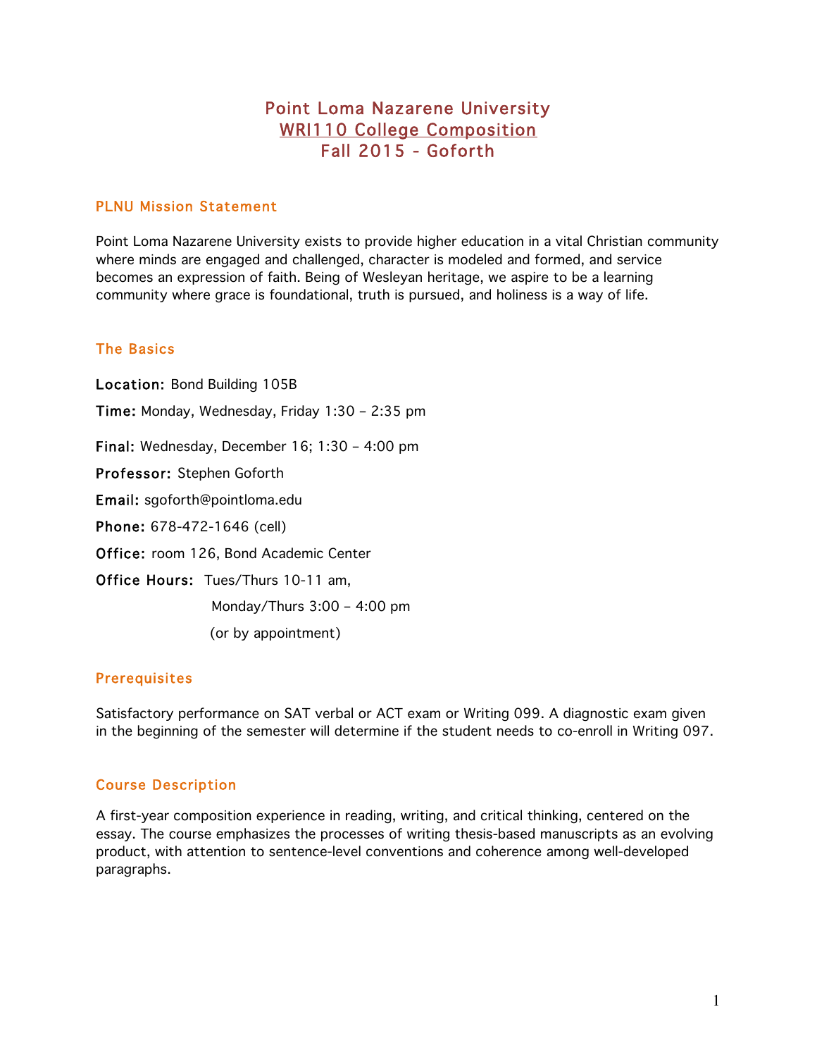# Point Loma Nazarene University
# WRI110 College Composition
# Fall 2015 - Goforth

## PLNU Mission Statement

Point Loma Nazarene University exists to provide higher education in a vital Christian community where minds are engaged and challenged, character is modeled and formed, and service becomes an expression of faith. Being of Wesleyan heritage, we aspire to be a learning community where grace is foundational, truth is pursued, and holiness is a way of life.

## The Basics

**Location:** Bond Building 105B

**Time:** Monday, Wednesday, Friday 1:30 – 2:35 pm

**Final:** Wednesday, December 16; 1:30 – 4:00 pm

**Professor:** Stephen Goforth

**Email:** sgoforth@pointloma.edu

**Phone:** 678-472-1646 (cell)

**Office:** room 126, Bond Academic Center

**Office Hours:** Tues/Thurs 10-11 am,
Monday/Thurs 3:00 – 4:00 pm
(or by appointment)

## Prerequisites

Satisfactory performance on SAT verbal or ACT exam or Writing 099. A diagnostic exam given in the beginning of the semester will determine if the student needs to co-enroll in Writing 097.

## Course Description

A first-year composition experience in reading, writing, and critical thinking, centered on the essay. The course emphasizes the processes of writing thesis-based manuscripts as an evolving product, with attention to sentence-level conventions and coherence among well-developed paragraphs.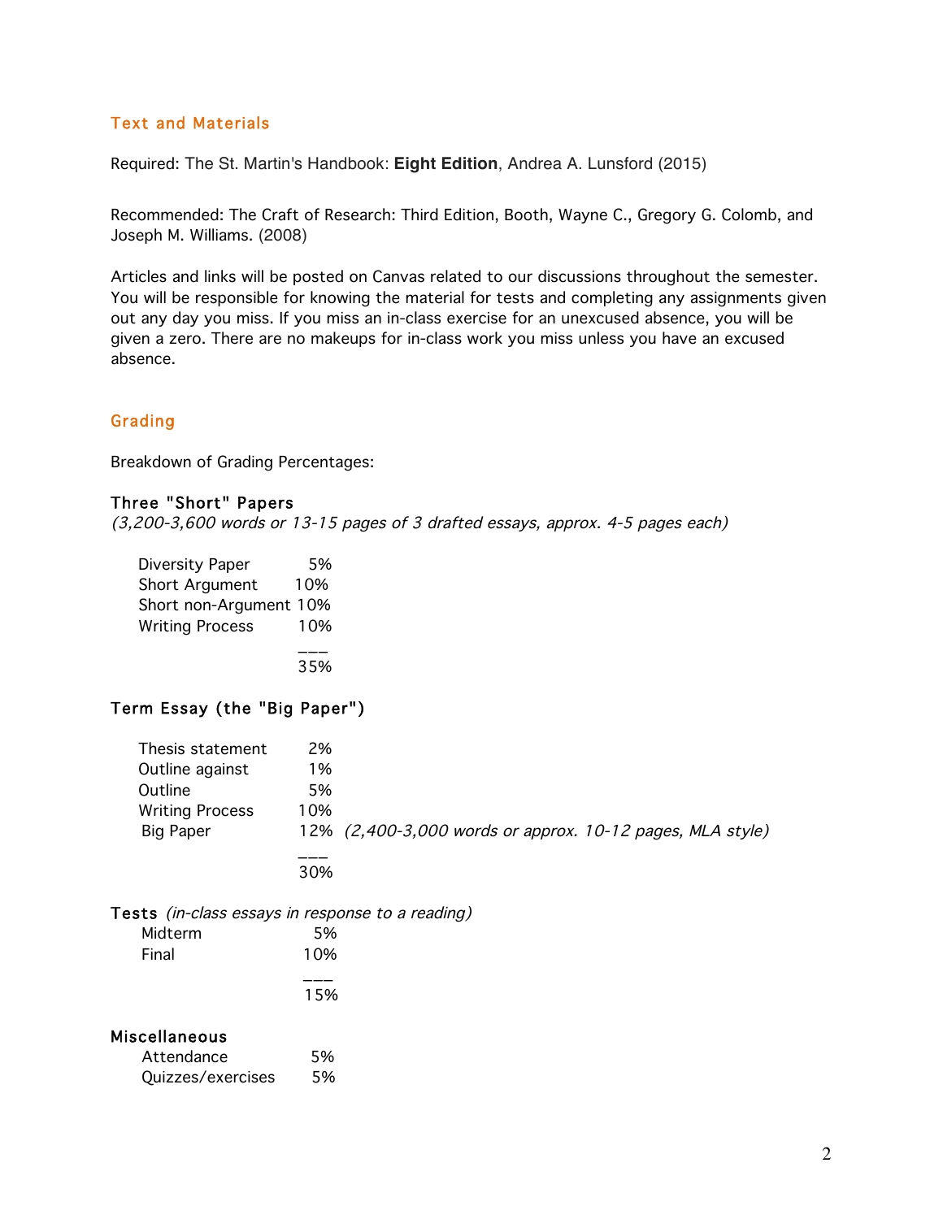## Text and Materials

Required: The St. Martin's Handbook: **Eight Edition**, Andrea A. Lunsford (2015)

Recommended: The Craft of Research: Third Edition, Booth, Wayne C., Gregory G. Colomb, and Joseph M. Williams. (2008)

Articles and links will be posted on Canvas related to our discussions throughout the semester. You will be responsible for knowing the material for tests and completing any assignments given out any day you miss. If you miss an in-class exercise for an unexcused absence, you will be given a zero. There are no makeups for in-class work you miss unless you have an excused absence.

## Grading

Breakdown of Grading Percentages:

### Three "Short" Papers

*(3,200-3,600 words or 13-15 pages of 3 drafted essays, approx. 4-5 pages each)*

| | |
|---|---|
| Diversity Paper | 5% |
| Short Argument | 10% |
| Short non-Argument | 10% |
| Writing Process | 10% |
| | 35% |

### Term Essay (the "Big Paper")

| | | |
|---|---|---|
| Thesis statement | 2% | |
| Outline against | 1% | |
| Outline | 5% | |
| Writing Process | 10% | |
| Big Paper | 12% | *(2,400-3,000 words or approx. 10-12 pages, MLA style)* |
| | 30% | |

### Tests *(in-class essays in response to a reading)*

| | |
|---|---|
| Midterm | 5% |
| Final | 10% |
| | 15% |

### Miscellaneous

| | |
|---|---|
| Attendance | 5% |
| Quizzes/exercises | 5% |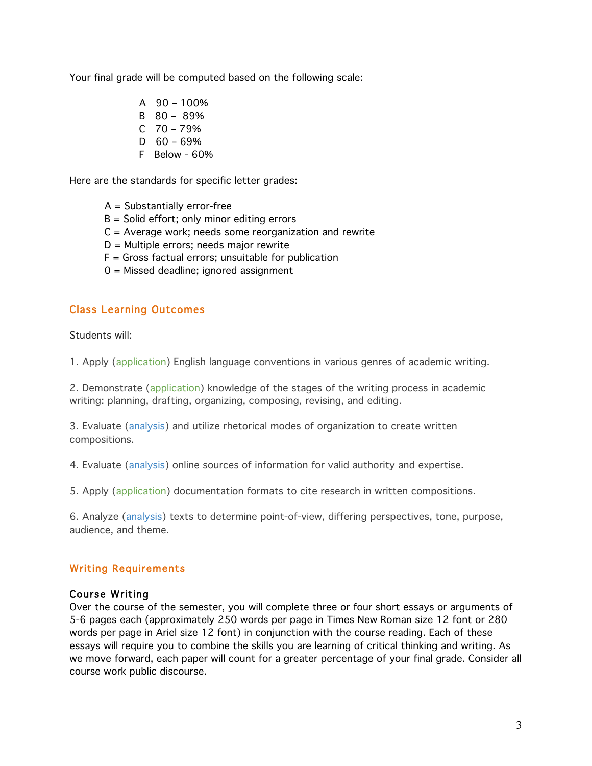Your final grade will be computed based on the following scale:

A  90 – 100%
B  80 –  89%
C  70 – 79%
D  60 – 69%
F  Below - 60%

Here are the standards for specific letter grades:

A = Substantially error-free
B = Solid effort; only minor editing errors
C = Average work; needs some reorganization and rewrite
D = Multiple errors; needs major rewrite
F = Gross factual errors; unsuitable for publication
0 = Missed deadline; ignored assignment

## Class Learning Outcomes

Students will:

1. Apply (application) English language conventions in various genres of academic writing.

2. Demonstrate (application) knowledge of the stages of the writing process in academic writing: planning, drafting, organizing, composing, revising, and editing.

3. Evaluate (analysis) and utilize rhetorical modes of organization to create written compositions.

4. Evaluate (analysis) online sources of information for valid authority and expertise.

5. Apply (application) documentation formats to cite research in written compositions.

6. Analyze (analysis) texts to determine point-of-view, differing perspectives, tone, purpose, audience, and theme.

## Writing Requirements

### Course Writing

Over the course of the semester, you will complete three or four short essays or arguments of 5-6 pages each (approximately 250 words per page in Times New Roman size 12 font or 280 words per page in Ariel size 12 font) in conjunction with the course reading. Each of these essays will require you to combine the skills you are learning of critical thinking and writing. As we move forward, each paper will count for a greater percentage of your final grade. Consider all course work public discourse.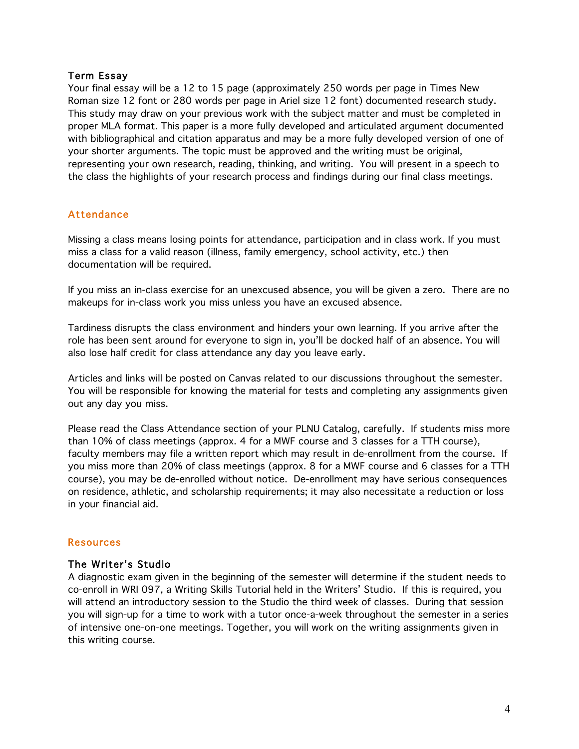### Term Essay

Your final essay will be a 12 to 15 page (approximately 250 words per page in Times New Roman size 12 font or 280 words per page in Ariel size 12 font) documented research study. This study may draw on your previous work with the subject matter and must be completed in proper MLA format. This paper is a more fully developed and articulated argument documented with bibliographical and citation apparatus and may be a more fully developed version of one of your shorter arguments. The topic must be approved and the writing must be original, representing your own research, reading, thinking, and writing. You will present in a speech to the class the highlights of your research process and findings during our final class meetings.

## Attendance

Missing a class means losing points for attendance, participation and in class work. If you must miss a class for a valid reason (illness, family emergency, school activity, etc.) then documentation will be required.

If you miss an in-class exercise for an unexcused absence, you will be given a zero. There are no makeups for in-class work you miss unless you have an excused absence.

Tardiness disrupts the class environment and hinders your own learning. If you arrive after the role has been sent around for everyone to sign in, you'll be docked half of an absence. You will also lose half credit for class attendance any day you leave early.

Articles and links will be posted on Canvas related to our discussions throughout the semester. You will be responsible for knowing the material for tests and completing any assignments given out any day you miss.

Please read the Class Attendance section of your PLNU Catalog, carefully. If students miss more than 10% of class meetings (approx. 4 for a MWF course and 3 classes for a TTH course), faculty members may file a written report which may result in de-enrollment from the course. If you miss more than 20% of class meetings (approx. 8 for a MWF course and 6 classes for a TTH course), you may be de-enrolled without notice. De-enrollment may have serious consequences on residence, athletic, and scholarship requirements; it may also necessitate a reduction or loss in your financial aid.

## Resources

### The Writer's Studio

A diagnostic exam given in the beginning of the semester will determine if the student needs to co-enroll in WRI 097, a Writing Skills Tutorial held in the Writers' Studio. If this is required, you will attend an introductory session to the Studio the third week of classes. During that session you will sign-up for a time to work with a tutor once-a-week throughout the semester in a series of intensive one-on-one meetings. Together, you will work on the writing assignments given in this writing course.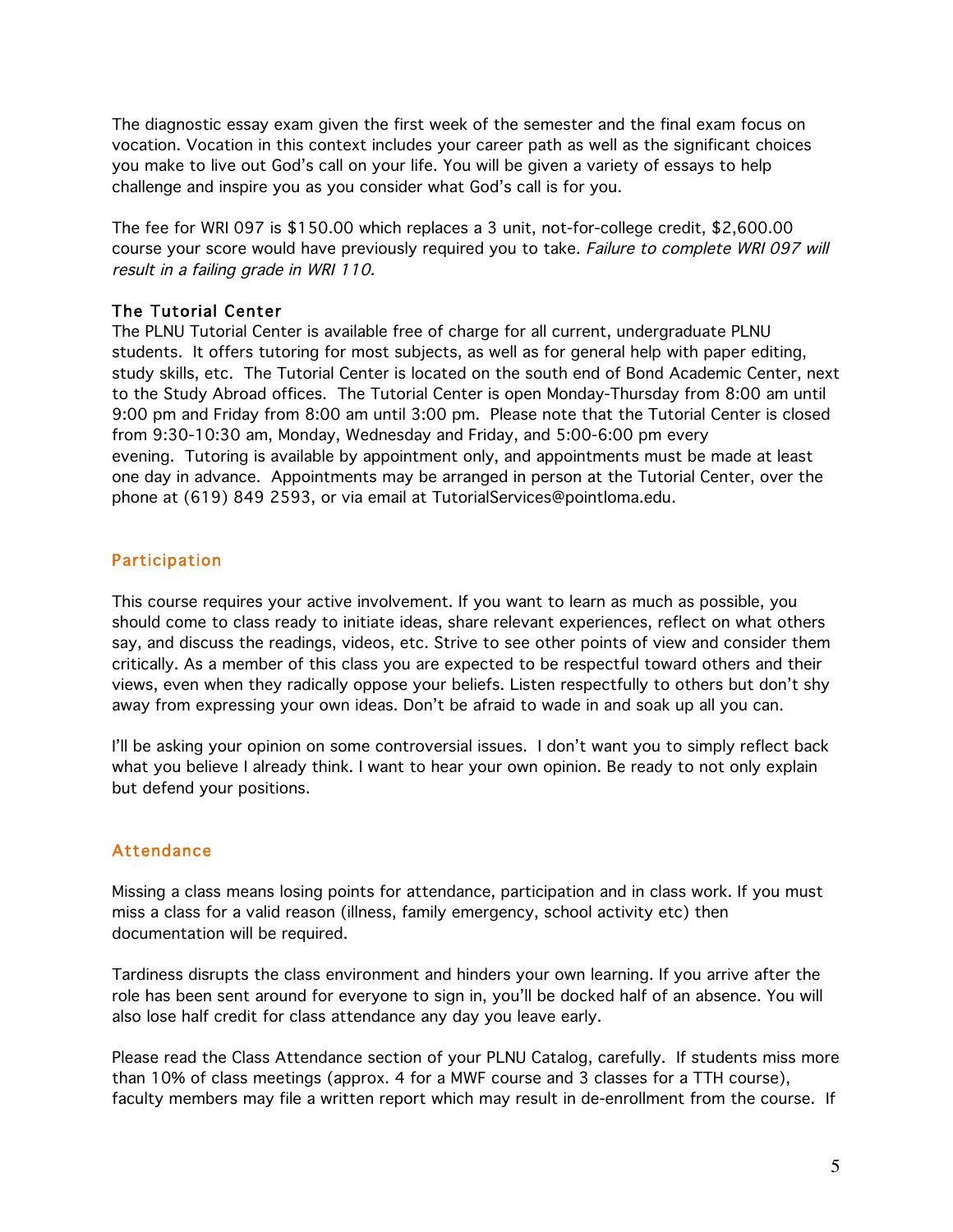The diagnostic essay exam given the first week of the semester and the final exam focus on vocation. Vocation in this context includes your career path as well as the significant choices you make to live out God's call on your life. You will be given a variety of essays to help challenge and inspire you as you consider what God's call is for you.

The fee for WRI 097 is $150.00 which replaces a 3 unit, not-for-college credit, $2,600.00 course your score would have previously required you to take. *Failure to complete WRI 097 will result in a failing grade in WRI 110.*

### The Tutorial Center

The PLNU Tutorial Center is available free of charge for all current, undergraduate PLNU students. It offers tutoring for most subjects, as well as for general help with paper editing, study skills, etc. The Tutorial Center is located on the south end of Bond Academic Center, next to the Study Abroad offices. The Tutorial Center is open Monday-Thursday from 8:00 am until 9:00 pm and Friday from 8:00 am until 3:00 pm. Please note that the Tutorial Center is closed from 9:30-10:30 am, Monday, Wednesday and Friday, and 5:00-6:00 pm every evening. Tutoring is available by appointment only, and appointments must be made at least one day in advance. Appointments may be arranged in person at the Tutorial Center, over the phone at (619) 849 2593, or via email at TutorialServices@pointloma.edu.

## Participation

This course requires your active involvement. If you want to learn as much as possible, you should come to class ready to initiate ideas, share relevant experiences, reflect on what others say, and discuss the readings, videos, etc. Strive to see other points of view and consider them critically. As a member of this class you are expected to be respectful toward others and their views, even when they radically oppose your beliefs. Listen respectfully to others but don't shy away from expressing your own ideas. Don't be afraid to wade in and soak up all you can.

I'll be asking your opinion on some controversial issues. I don't want you to simply reflect back what you believe I already think. I want to hear your own opinion. Be ready to not only explain but defend your positions.

## Attendance

Missing a class means losing points for attendance, participation and in class work. If you must miss a class for a valid reason (illness, family emergency, school activity etc) then documentation will be required.

Tardiness disrupts the class environment and hinders your own learning. If you arrive after the role has been sent around for everyone to sign in, you'll be docked half of an absence. You will also lose half credit for class attendance any day you leave early.

Please read the Class Attendance section of your PLNU Catalog, carefully. If students miss more than 10% of class meetings (approx. 4 for a MWF course and 3 classes for a TTH course), faculty members may file a written report which may result in de-enrollment from the course. If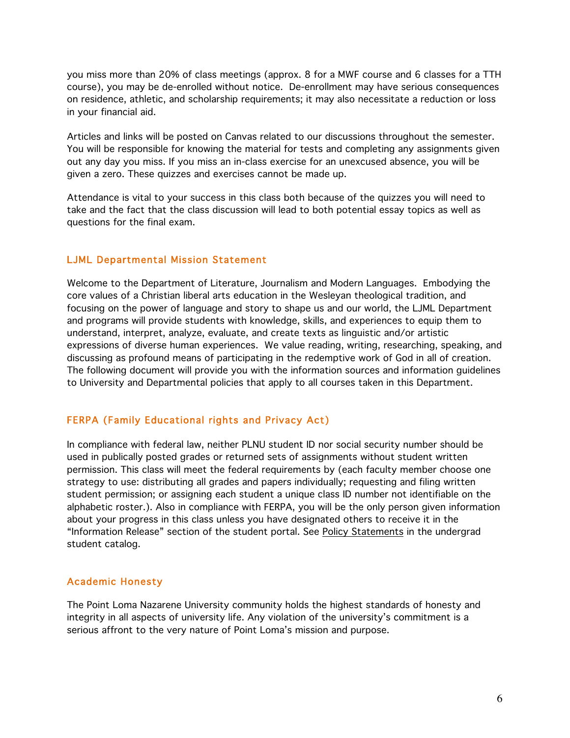you miss more than 20% of class meetings (approx. 8 for a MWF course and 6 classes for a TTH course), you may be de-enrolled without notice. De-enrollment may have serious consequences on residence, athletic, and scholarship requirements; it may also necessitate a reduction or loss in your financial aid.

Articles and links will be posted on Canvas related to our discussions throughout the semester. You will be responsible for knowing the material for tests and completing any assignments given out any day you miss. If you miss an in-class exercise for an unexcused absence, you will be given a zero. These quizzes and exercises cannot be made up.

Attendance is vital to your success in this class both because of the quizzes you will need to take and the fact that the class discussion will lead to both potential essay topics as well as questions for the final exam.

## LJML Departmental Mission Statement

Welcome to the Department of Literature, Journalism and Modern Languages. Embodying the core values of a Christian liberal arts education in the Wesleyan theological tradition, and focusing on the power of language and story to shape us and our world, the LJML Department and programs will provide students with knowledge, skills, and experiences to equip them to understand, interpret, analyze, evaluate, and create texts as linguistic and/or artistic expressions of diverse human experiences. We value reading, writing, researching, speaking, and discussing as profound means of participating in the redemptive work of God in all of creation. The following document will provide you with the information sources and information guidelines to University and Departmental policies that apply to all courses taken in this Department.

## FERPA (Family Educational rights and Privacy Act)

In compliance with federal law, neither PLNU student ID nor social security number should be used in publically posted grades or returned sets of assignments without student written permission. This class will meet the federal requirements by (each faculty member choose one strategy to use: distributing all grades and papers individually; requesting and filing written student permission; or assigning each student a unique class ID number not identifiable on the alphabetic roster.). Also in compliance with FERPA, you will be the only person given information about your progress in this class unless you have designated others to receive it in the "Information Release" section of the student portal. See Policy Statements in the undergrad student catalog.

## Academic Honesty

The Point Loma Nazarene University community holds the highest standards of honesty and integrity in all aspects of university life. Any violation of the university's commitment is a serious affront to the very nature of Point Loma's mission and purpose.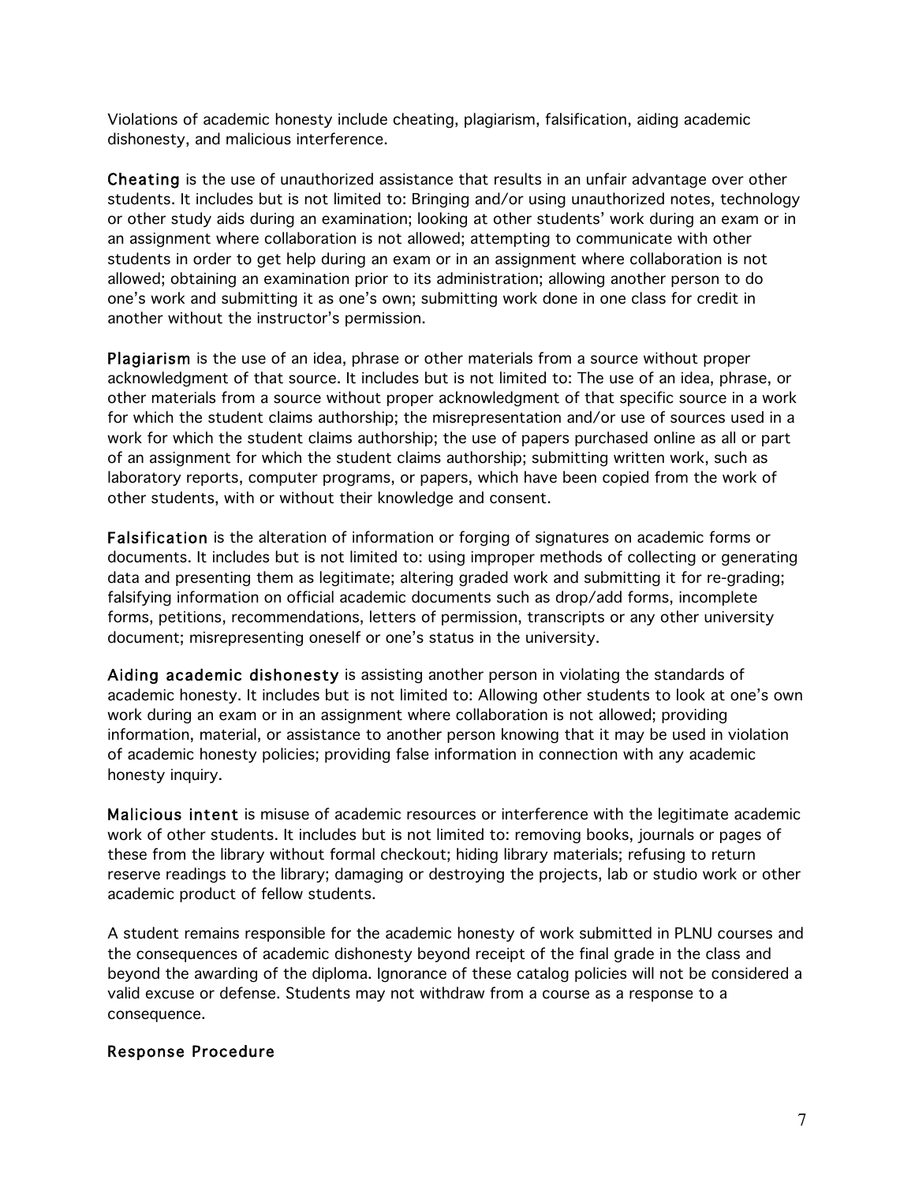Violations of academic honesty include cheating, plagiarism, falsification, aiding academic dishonesty, and malicious interference.

**Cheating** is the use of unauthorized assistance that results in an unfair advantage over other students. It includes but is not limited to: Bringing and/or using unauthorized notes, technology or other study aids during an examination; looking at other students' work during an exam or in an assignment where collaboration is not allowed; attempting to communicate with other students in order to get help during an exam or in an assignment where collaboration is not allowed; obtaining an examination prior to its administration; allowing another person to do one's work and submitting it as one's own; submitting work done in one class for credit in another without the instructor's permission.

**Plagiarism** is the use of an idea, phrase or other materials from a source without proper acknowledgment of that source. It includes but is not limited to: The use of an idea, phrase, or other materials from a source without proper acknowledgment of that specific source in a work for which the student claims authorship; the misrepresentation and/or use of sources used in a work for which the student claims authorship; the use of papers purchased online as all or part of an assignment for which the student claims authorship; submitting written work, such as laboratory reports, computer programs, or papers, which have been copied from the work of other students, with or without their knowledge and consent.

**Falsification** is the alteration of information or forging of signatures on academic forms or documents. It includes but is not limited to: using improper methods of collecting or generating data and presenting them as legitimate; altering graded work and submitting it for re-grading; falsifying information on official academic documents such as drop/add forms, incomplete forms, petitions, recommendations, letters of permission, transcripts or any other university document; misrepresenting oneself or one's status in the university.

**Aiding academic dishonesty** is assisting another person in violating the standards of academic honesty. It includes but is not limited to: Allowing other students to look at one's own work during an exam or in an assignment where collaboration is not allowed; providing information, material, or assistance to another person knowing that it may be used in violation of academic honesty policies; providing false information in connection with any academic honesty inquiry.

**Malicious intent** is misuse of academic resources or interference with the legitimate academic work of other students. It includes but is not limited to: removing books, journals or pages of these from the library without formal checkout; hiding library materials; refusing to return reserve readings to the library; damaging or destroying the projects, lab or studio work or other academic product of fellow students.

A student remains responsible for the academic honesty of work submitted in PLNU courses and the consequences of academic dishonesty beyond receipt of the final grade in the class and beyond the awarding of the diploma. Ignorance of these catalog policies will not be considered a valid excuse or defense. Students may not withdraw from a course as a response to a consequence.

### Response Procedure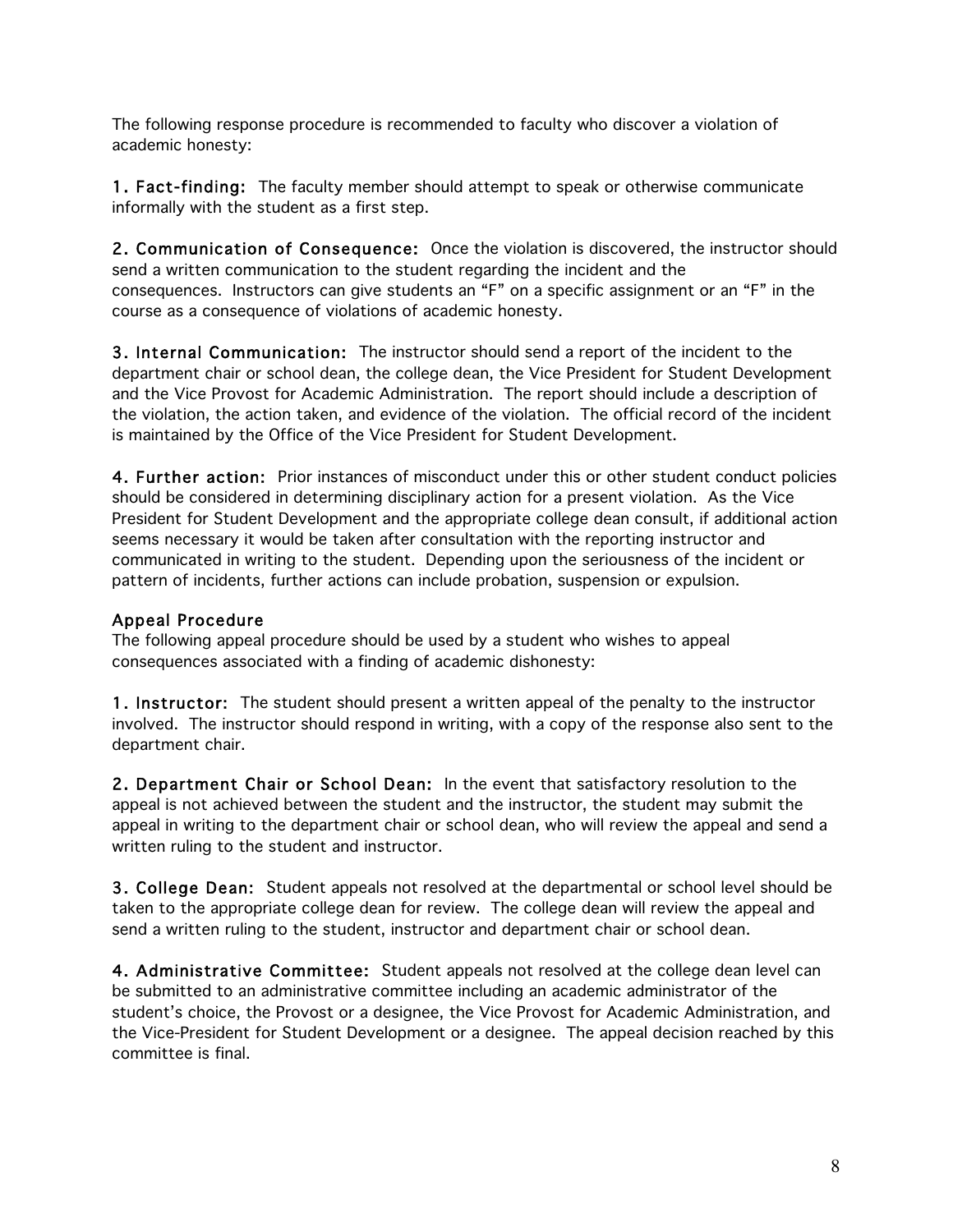The following response procedure is recommended to faculty who discover a violation of academic honesty:

**1. Fact-finding:** The faculty member should attempt to speak or otherwise communicate informally with the student as a first step.

**2. Communication of Consequence:** Once the violation is discovered, the instructor should send a written communication to the student regarding the incident and the consequences. Instructors can give students an "F" on a specific assignment or an "F" in the course as a consequence of violations of academic honesty.

**3. Internal Communication:** The instructor should send a report of the incident to the department chair or school dean, the college dean, the Vice President for Student Development and the Vice Provost for Academic Administration. The report should include a description of the violation, the action taken, and evidence of the violation. The official record of the incident is maintained by the Office of the Vice President for Student Development.

**4. Further action:** Prior instances of misconduct under this or other student conduct policies should be considered in determining disciplinary action for a present violation. As the Vice President for Student Development and the appropriate college dean consult, if additional action seems necessary it would be taken after consultation with the reporting instructor and communicated in writing to the student. Depending upon the seriousness of the incident or pattern of incidents, further actions can include probation, suspension or expulsion.

## Appeal Procedure

The following appeal procedure should be used by a student who wishes to appeal consequences associated with a finding of academic dishonesty:

**1. Instructor:** The student should present a written appeal of the penalty to the instructor involved. The instructor should respond in writing, with a copy of the response also sent to the department chair.

**2. Department Chair or School Dean:** In the event that satisfactory resolution to the appeal is not achieved between the student and the instructor, the student may submit the appeal in writing to the department chair or school dean, who will review the appeal and send a written ruling to the student and instructor.

**3. College Dean:** Student appeals not resolved at the departmental or school level should be taken to the appropriate college dean for review. The college dean will review the appeal and send a written ruling to the student, instructor and department chair or school dean.

**4. Administrative Committee:** Student appeals not resolved at the college dean level can be submitted to an administrative committee including an academic administrator of the student's choice, the Provost or a designee, the Vice Provost for Academic Administration, and the Vice-President for Student Development or a designee. The appeal decision reached by this committee is final.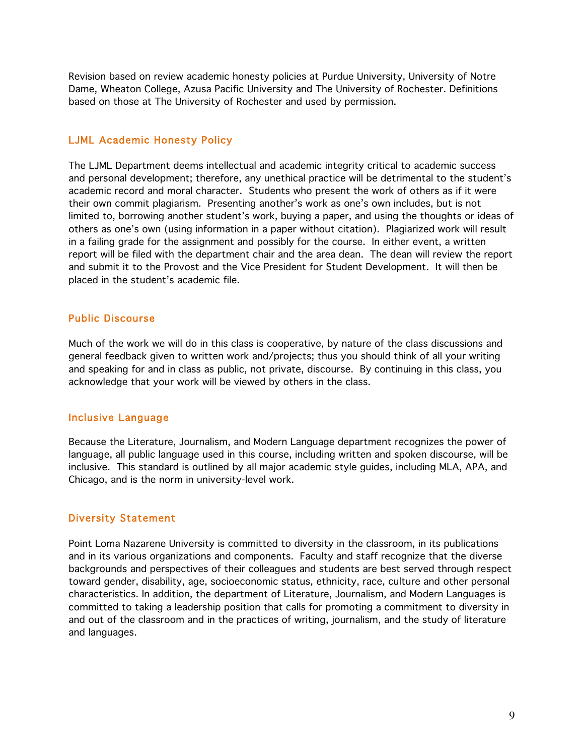Revision based on review academic honesty policies at Purdue University, University of Notre Dame, Wheaton College, Azusa Pacific University and The University of Rochester. Definitions based on those at The University of Rochester and used by permission.

## LJML Academic Honesty Policy

The LJML Department deems intellectual and academic integrity critical to academic success and personal development; therefore, any unethical practice will be detrimental to the student's academic record and moral character. Students who present the work of others as if it were their own commit plagiarism. Presenting another's work as one's own includes, but is not limited to, borrowing another student's work, buying a paper, and using the thoughts or ideas of others as one's own (using information in a paper without citation). Plagiarized work will result in a failing grade for the assignment and possibly for the course. In either event, a written report will be filed with the department chair and the area dean. The dean will review the report and submit it to the Provost and the Vice President for Student Development. It will then be placed in the student's academic file.

## Public Discourse

Much of the work we will do in this class is cooperative, by nature of the class discussions and general feedback given to written work and/projects; thus you should think of all your writing and speaking for and in class as public, not private, discourse. By continuing in this class, you acknowledge that your work will be viewed by others in the class.

## Inclusive Language

Because the Literature, Journalism, and Modern Language department recognizes the power of language, all public language used in this course, including written and spoken discourse, will be inclusive. This standard is outlined by all major academic style guides, including MLA, APA, and Chicago, and is the norm in university-level work.

## Diversity Statement

Point Loma Nazarene University is committed to diversity in the classroom, in its publications and in its various organizations and components. Faculty and staff recognize that the diverse backgrounds and perspectives of their colleagues and students are best served through respect toward gender, disability, age, socioeconomic status, ethnicity, race, culture and other personal characteristics. In addition, the department of Literature, Journalism, and Modern Languages is committed to taking a leadership position that calls for promoting a commitment to diversity in and out of the classroom and in the practices of writing, journalism, and the study of literature and languages.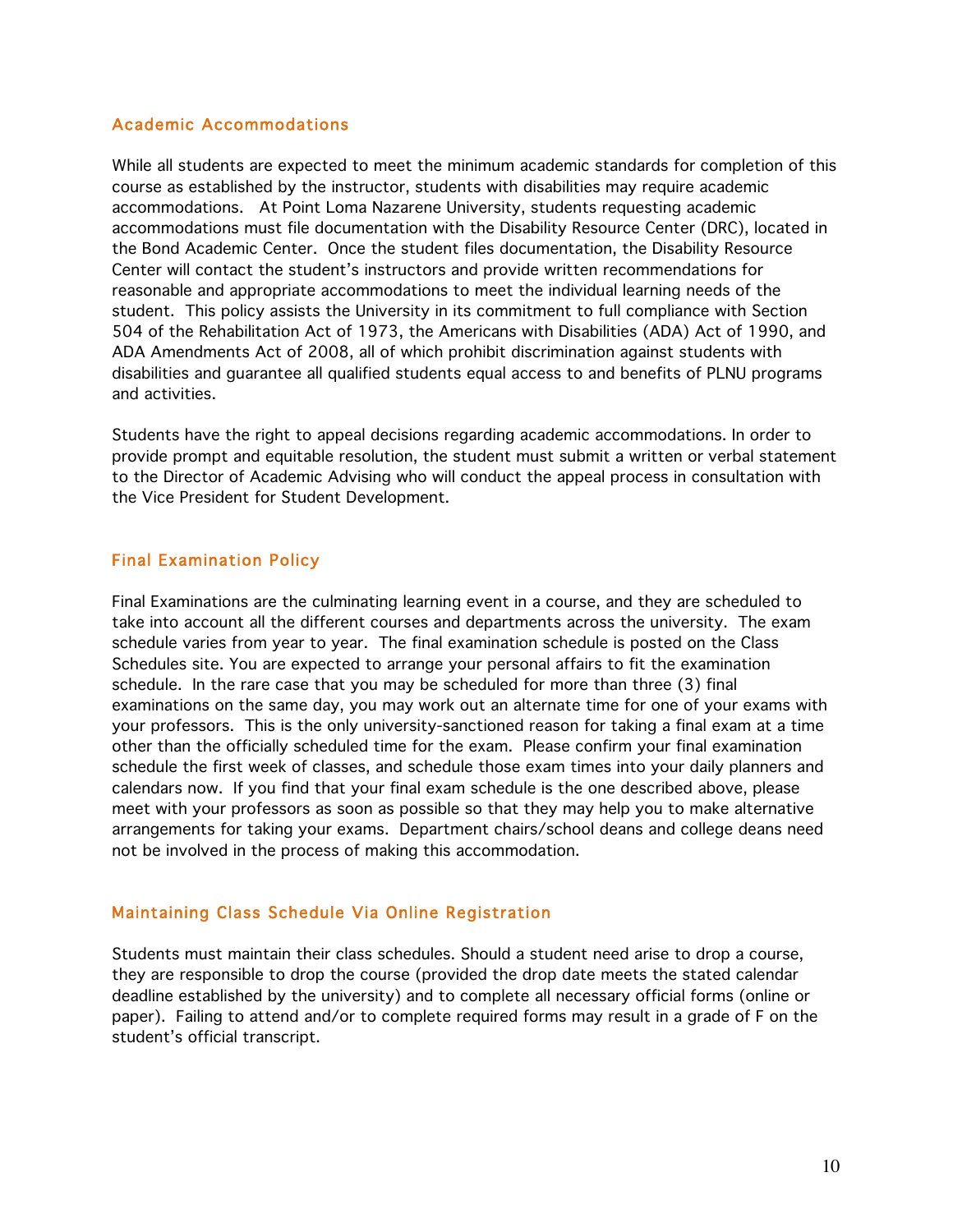## Academic Accommodations

While all students are expected to meet the minimum academic standards for completion of this course as established by the instructor, students with disabilities may require academic accommodations. At Point Loma Nazarene University, students requesting academic accommodations must file documentation with the Disability Resource Center (DRC), located in the Bond Academic Center. Once the student files documentation, the Disability Resource Center will contact the student's instructors and provide written recommendations for reasonable and appropriate accommodations to meet the individual learning needs of the student. This policy assists the University in its commitment to full compliance with Section 504 of the Rehabilitation Act of 1973, the Americans with Disabilities (ADA) Act of 1990, and ADA Amendments Act of 2008, all of which prohibit discrimination against students with disabilities and guarantee all qualified students equal access to and benefits of PLNU programs and activities.

Students have the right to appeal decisions regarding academic accommodations. In order to provide prompt and equitable resolution, the student must submit a written or verbal statement to the Director of Academic Advising who will conduct the appeal process in consultation with the Vice President for Student Development.

## Final Examination Policy

Final Examinations are the culminating learning event in a course, and they are scheduled to take into account all the different courses and departments across the university. The exam schedule varies from year to year. The final examination schedule is posted on the Class Schedules site. You are expected to arrange your personal affairs to fit the examination schedule. In the rare case that you may be scheduled for more than three (3) final examinations on the same day, you may work out an alternate time for one of your exams with your professors. This is the only university-sanctioned reason for taking a final exam at a time other than the officially scheduled time for the exam. Please confirm your final examination schedule the first week of classes, and schedule those exam times into your daily planners and calendars now. If you find that your final exam schedule is the one described above, please meet with your professors as soon as possible so that they may help you to make alternative arrangements for taking your exams. Department chairs/school deans and college deans need not be involved in the process of making this accommodation.

## Maintaining Class Schedule Via Online Registration

Students must maintain their class schedules. Should a student need arise to drop a course, they are responsible to drop the course (provided the drop date meets the stated calendar deadline established by the university) and to complete all necessary official forms (online or paper). Failing to attend and/or to complete required forms may result in a grade of F on the student's official transcript.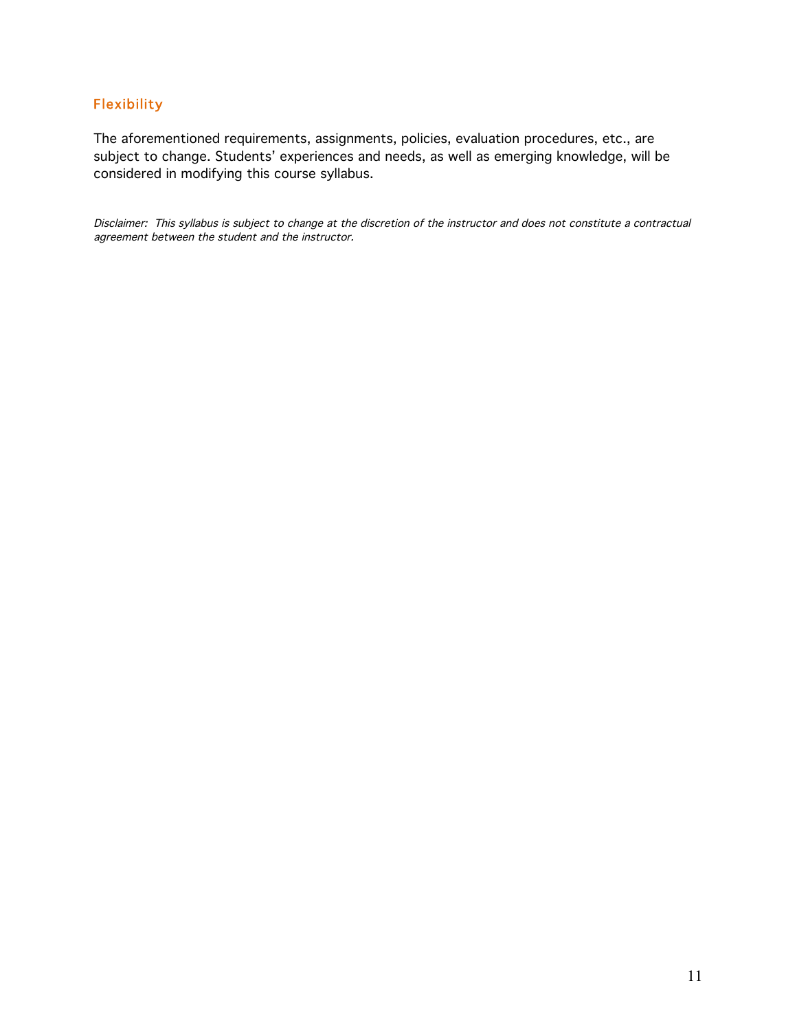## Flexibility

The aforementioned requirements, assignments, policies, evaluation procedures, etc., are subject to change. Students' experiences and needs, as well as emerging knowledge, will be considered in modifying this course syllabus.

*Disclaimer: This syllabus is subject to change at the discretion of the instructor and does not constitute a contractual agreement between the student and the instructor.*